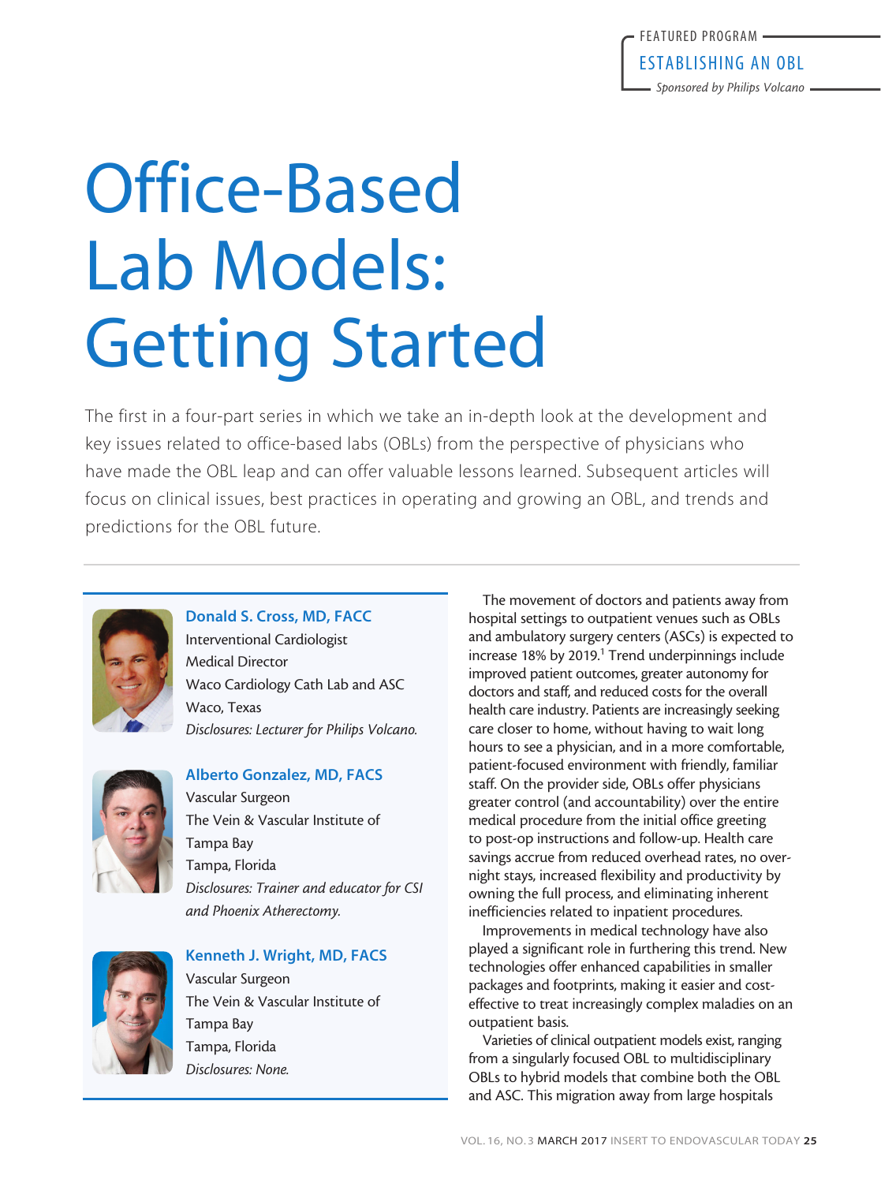FEATURED PROGRAM

ESTABLISHING AN OBL

*Sponsored by Philips Volcano*

# Office-Based Lab Models: Getting Started

The first in a four-part series in which we take an in-depth look at the development and key issues related to office-based labs (OBLs) from the perspective of physicians who have made the OBL leap and can offer valuable lessons learned. Subsequent articles will focus on clinical issues, best practices in operating and growing an OBL, and trends and predictions for the OBL future.

**Donald S. Cross, MD, FACC**
Interventional Cardiologist
Medical Director
Waco Cardiology Cath Lab and ASC
Waco, Texas
*Disclosures: Lecturer for Philips Volcano.*

**Alberto Gonzalez, MD, FACS**
Vascular Surgeon
The Vein & Vascular Institute of Tampa Bay
Tampa, Florida
*Disclosures: Trainer and educator for CSI and Phoenix Atherectomy.*

**Kenneth J. Wright, MD, FACS**
Vascular Surgeon
The Vein & Vascular Institute of Tampa Bay
Tampa, Florida
*Disclosures: None.*

The movement of doctors and patients away from hospital settings to outpatient venues such as OBLs and ambulatory surgery centers (ASCs) is expected to increase 18% by 2019.[1] Trend underpinnings include improved patient outcomes, greater autonomy for doctors and staff, and reduced costs for the overall health care industry. Patients are increasingly seeking care closer to home, without having to wait long hours to see a physician, and in a more comfortable, patient-focused environment with friendly, familiar staff. On the provider side, OBLs offer physicians greater control (and accountability) over the entire medical procedure from the initial office greeting to post-op instructions and follow-up. Health care savings accrue from reduced overhead rates, no overnight stays, increased flexibility and productivity by owning the full process, and eliminating inherent inefficiencies related to inpatient procedures.

Improvements in medical technology have also played a significant role in furthering this trend. New technologies offer enhanced capabilities in smaller packages and footprints, making it easier and cost-effective to treat increasingly complex maladies on an outpatient basis.

Varieties of clinical outpatient models exist, ranging from a singularly focused OBL to multidisciplinary OBLs to hybrid models that combine both the OBL and ASC. This migration away from large hospitals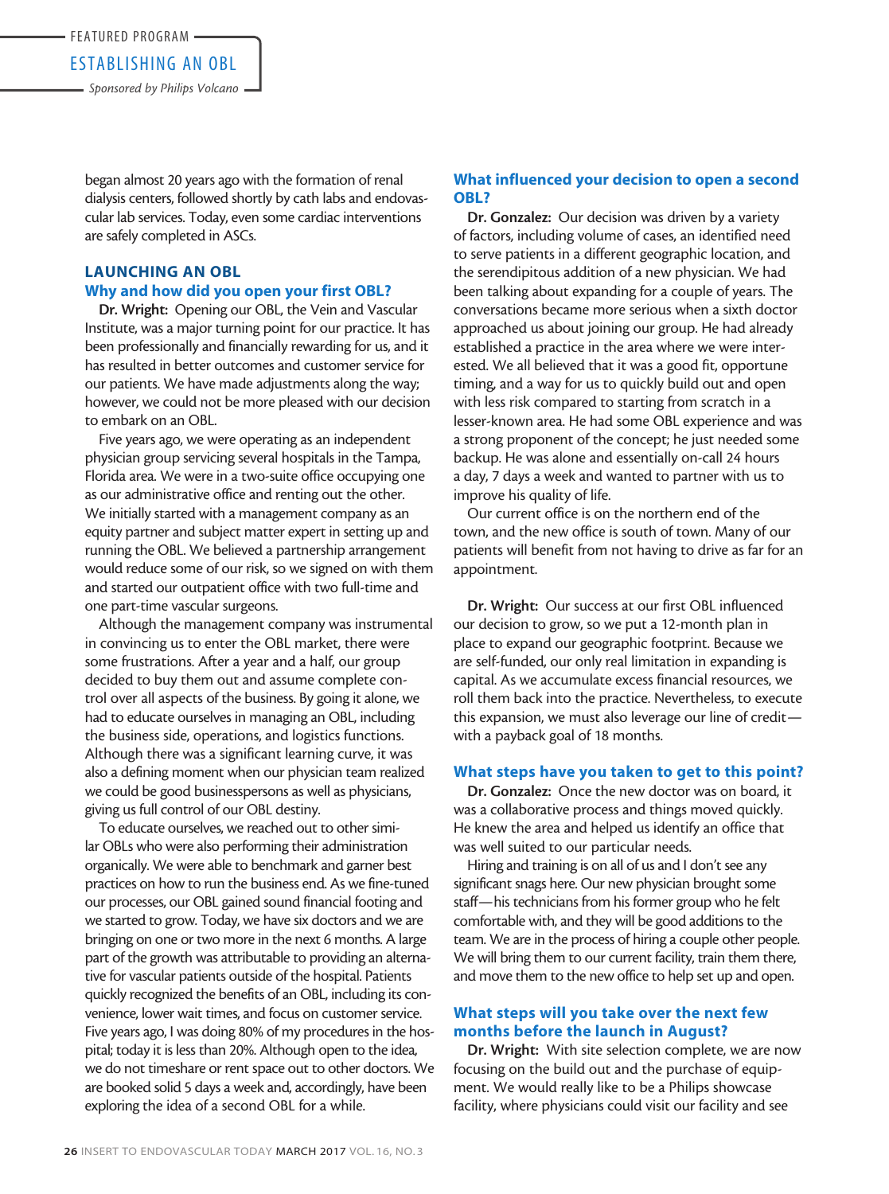began almost 20 years ago with the formation of renal dialysis centers, followed shortly by cath labs and endovascular lab services. Today, even some cardiac interventions are safely completed in ASCs.

## LAUNCHING AN OBL

### Why and how did you open your first OBL?

**Dr. Wright:** Opening our OBL, the Vein and Vascular Institute, was a major turning point for our practice. It has been professionally and financially rewarding for us, and it has resulted in better outcomes and customer service for our patients. We have made adjustments along the way; however, we could not be more pleased with our decision to embark on an OBL.

Five years ago, we were operating as an independent physician group servicing several hospitals in the Tampa, Florida area. We were in a two-suite office occupying one as our administrative office and renting out the other. We initially started with a management company as an equity partner and subject matter expert in setting up and running the OBL. We believed a partnership arrangement would reduce some of our risk, so we signed on with them and started our outpatient office with two full-time and one part-time vascular surgeons.

Although the management company was instrumental in convincing us to enter the OBL market, there were some frustrations. After a year and a half, our group decided to buy them out and assume complete control over all aspects of the business. By going it alone, we had to educate ourselves in managing an OBL, including the business side, operations, and logistics functions. Although there was a significant learning curve, it was also a defining moment when our physician team realized we could be good businesspersons as well as physicians, giving us full control of our OBL destiny.

To educate ourselves, we reached out to other similar OBLs who were also performing their administration organically. We were able to benchmark and garner best practices on how to run the business end. As we fine-tuned our processes, our OBL gained sound financial footing and we started to grow. Today, we have six doctors and we are bringing on one or two more in the next 6 months. A large part of the growth was attributable to providing an alternative for vascular patients outside of the hospital. Patients quickly recognized the benefits of an OBL, including its convenience, lower wait times, and focus on customer service. Five years ago, I was doing 80% of my procedures in the hospital; today it is less than 20%. Although open to the idea, we do not timeshare or rent space out to other doctors. We are booked solid 5 days a week and, accordingly, have been exploring the idea of a second OBL for a while.

### What influenced your decision to open a second OBL?

**Dr. Gonzalez:** Our decision was driven by a variety of factors, including volume of cases, an identified need to serve patients in a different geographic location, and the serendipitous addition of a new physician. We had been talking about expanding for a couple of years. The conversations became more serious when a sixth doctor approached us about joining our group. He had already established a practice in the area where we were interested. We all believed that it was a good fit, opportune timing, and a way for us to quickly build out and open with less risk compared to starting from scratch in a lesser-known area. He had some OBL experience and was a strong proponent of the concept; he just needed some backup. He was alone and essentially on-call 24 hours a day, 7 days a week and wanted to partner with us to improve his quality of life.

Our current office is on the northern end of the town, and the new office is south of town. Many of our patients will benefit from not having to drive as far for an appointment.

**Dr. Wright:** Our success at our first OBL influenced our decision to grow, so we put a 12-month plan in place to expand our geographic footprint. Because we are self-funded, our only real limitation in expanding is capital. As we accumulate excess financial resources, we roll them back into the practice. Nevertheless, to execute this expansion, we must also leverage our line of credit—with a payback goal of 18 months.

### What steps have you taken to get to this point?

**Dr. Gonzalez:** Once the new doctor was on board, it was a collaborative process and things moved quickly. He knew the area and helped us identify an office that was well suited to our particular needs.

Hiring and training is on all of us and I don't see any significant snags here. Our new physician brought some staff—his technicians from his former group who he felt comfortable with, and they will be good additions to the team. We are in the process of hiring a couple other people. We will bring them to our current facility, train them there, and move them to the new office to help set up and open.

### What steps will you take over the next few months before the launch in August?

**Dr. Wright:** With site selection complete, we are now focusing on the build out and the purchase of equipment. We would really like to be a Philips showcase facility, where physicians could visit our facility and see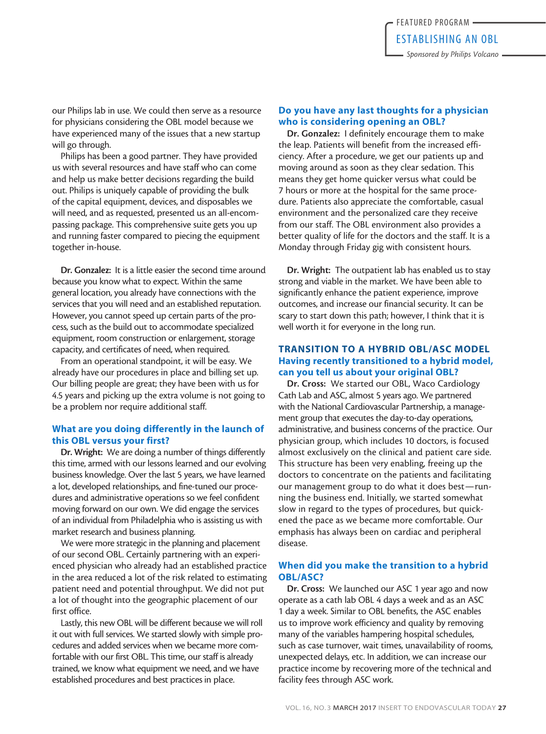our Philips lab in use. We could then serve as a resource for physicians considering the OBL model because we have experienced many of the issues that a new startup will go through.

Philips has been a good partner. They have provided us with several resources and have staff who can come and help us make better decisions regarding the build out. Philips is uniquely capable of providing the bulk of the capital equipment, devices, and disposables we will need, and as requested, presented us an all-encompassing package. This comprehensive suite gets you up and running faster compared to piecing the equipment together in-house.

**Dr. Gonzalez:** It is a little easier the second time around because you know what to expect. Within the same general location, you already have connections with the services that you will need and an established reputation. However, you cannot speed up certain parts of the process, such as the build out to accommodate specialized equipment, room construction or enlargement, storage capacity, and certificates of need, when required.

From an operational standpoint, it will be easy. We already have our procedures in place and billing set up. Our billing people are great; they have been with us for 4.5 years and picking up the extra volume is not going to be a problem nor require additional staff.

### What are you doing differently in the launch of this OBL versus your first?

**Dr. Wright:** We are doing a number of things differently this time, armed with our lessons learned and our evolving business knowledge. Over the last 5 years, we have learned a lot, developed relationships, and fine-tuned our procedures and administrative operations so we feel confident moving forward on our own. We did engage the services of an individual from Philadelphia who is assisting us with market research and business planning.

We were more strategic in the planning and placement of our second OBL. Certainly partnering with an experienced physician who already had an established practice in the area reduced a lot of the risk related to estimating patient need and potential throughput. We did not put a lot of thought into the geographic placement of our first office.

Lastly, this new OBL will be different because we will roll it out with full services. We started slowly with simple procedures and added services when we became more comfortable with our first OBL. This time, our staff is already trained, we know what equipment we need, and we have established procedures and best practices in place.

### Do you have any last thoughts for a physician who is considering opening an OBL?

**Dr. Gonzalez:** I definitely encourage them to make the leap. Patients will benefit from the increased efficiency. After a procedure, we get our patients up and moving around as soon as they clear sedation. This means they get home quicker versus what could be 7 hours or more at the hospital for the same procedure. Patients also appreciate the comfortable, casual environment and the personalized care they receive from our staff. The OBL environment also provides a better quality of life for the doctors and the staff. It is a Monday through Friday gig with consistent hours.

**Dr. Wright:** The outpatient lab has enabled us to stay strong and viable in the market. We have been able to significantly enhance the patient experience, improve outcomes, and increase our financial security. It can be scary to start down this path; however, I think that it is well worth it for everyone in the long run.

## TRANSITION TO A HYBRID OBL/ASC MODEL

### Having recently transitioned to a hybrid model, can you tell us about your original OBL?

**Dr. Cross:** We started our OBL, Waco Cardiology Cath Lab and ASC, almost 5 years ago. We partnered with the National Cardiovascular Partnership, a management group that executes the day-to-day operations, administrative, and business concerns of the practice. Our physician group, which includes 10 doctors, is focused almost exclusively on the clinical and patient care side. This structure has been very enabling, freeing up the doctors to concentrate on the patients and facilitating our management group to do what it does best—running the business end. Initially, we started somewhat slow in regard to the types of procedures, but quickened the pace as we became more comfortable. Our emphasis has always been on cardiac and peripheral disease.

### When did you make the transition to a hybrid OBL/ASC?

**Dr. Cross:** We launched our ASC 1 year ago and now operate as a cath lab OBL 4 days a week and as an ASC 1 day a week. Similar to OBL benefits, the ASC enables us to improve work efficiency and quality by removing many of the variables hampering hospital schedules, such as case turnover, wait times, unavailability of rooms, unexpected delays, etc. In addition, we can increase our practice income by recovering more of the technical and facility fees through ASC work.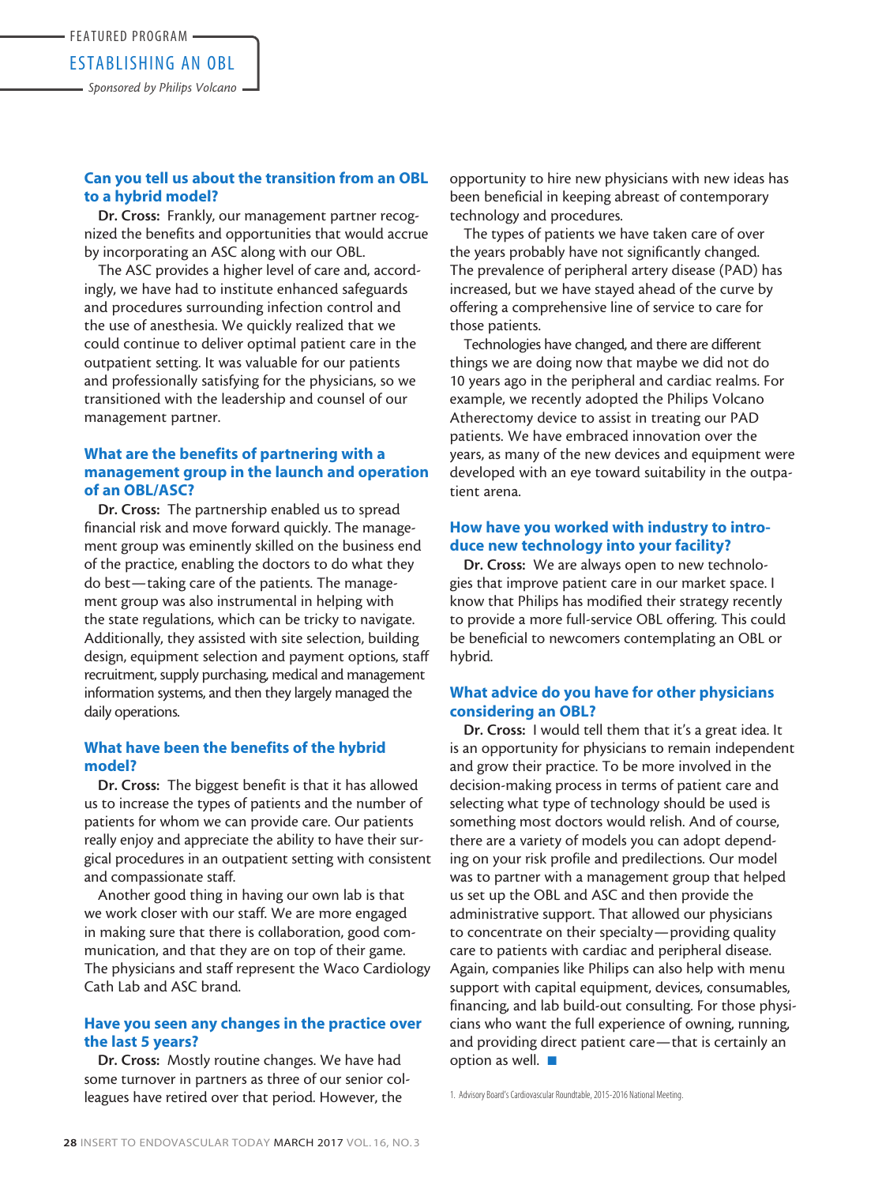### Can you tell us about the transition from an OBL to a hybrid model?

**Dr. Cross:** Frankly, our management partner recognized the benefits and opportunities that would accrue by incorporating an ASC along with our OBL.

The ASC provides a higher level of care and, accordingly, we have had to institute enhanced safeguards and procedures surrounding infection control and the use of anesthesia. We quickly realized that we could continue to deliver optimal patient care in the outpatient setting. It was valuable for our patients and professionally satisfying for the physicians, so we transitioned with the leadership and counsel of our management partner.

### What are the benefits of partnering with a management group in the launch and operation of an OBL/ASC?

**Dr. Cross:** The partnership enabled us to spread financial risk and move forward quickly. The management group was eminently skilled on the business end of the practice, enabling the doctors to do what they do best—taking care of the patients. The management group was also instrumental in helping with the state regulations, which can be tricky to navigate. Additionally, they assisted with site selection, building design, equipment selection and payment options, staff recruitment, supply purchasing, medical and management information systems, and then they largely managed the daily operations.

### What have been the benefits of the hybrid model?

**Dr. Cross:** The biggest benefit is that it has allowed us to increase the types of patients and the number of patients for whom we can provide care. Our patients really enjoy and appreciate the ability to have their surgical procedures in an outpatient setting with consistent and compassionate staff.

Another good thing in having our own lab is that we work closer with our staff. We are more engaged in making sure that there is collaboration, good communication, and that they are on top of their game. The physicians and staff represent the Waco Cardiology Cath Lab and ASC brand.

### Have you seen any changes in the practice over the last 5 years?

**Dr. Cross:** Mostly routine changes. We have had some turnover in partners as three of our senior colleagues have retired over that period. However, the opportunity to hire new physicians with new ideas has been beneficial in keeping abreast of contemporary technology and procedures.

The types of patients we have taken care of over the years probably have not significantly changed. The prevalence of peripheral artery disease (PAD) has increased, but we have stayed ahead of the curve by offering a comprehensive line of service to care for those patients.

Technologies have changed, and there are different things we are doing now that maybe we did not do 10 years ago in the peripheral and cardiac realms. For example, we recently adopted the Philips Volcano Atherectomy device to assist in treating our PAD patients. We have embraced innovation over the years, as many of the new devices and equipment were developed with an eye toward suitability in the outpatient arena.

### How have you worked with industry to introduce new technology into your facility?

**Dr. Cross:** We are always open to new technologies that improve patient care in our market space. I know that Philips has modified their strategy recently to provide a more full-service OBL offering. This could be beneficial to newcomers contemplating an OBL or hybrid.

### What advice do you have for other physicians considering an OBL?

**Dr. Cross:** I would tell them that it's a great idea. It is an opportunity for physicians to remain independent and grow their practice. To be more involved in the decision-making process in terms of patient care and selecting what type of technology should be used is something most doctors would relish. And of course, there are a variety of models you can adopt depending on your risk profile and predilections. Our model was to partner with a management group that helped us set up the OBL and ASC and then provide the administrative support. That allowed our physicians to concentrate on their specialty—providing quality care to patients with cardiac and peripheral disease. Again, companies like Philips can also help with menu support with capital equipment, devices, consumables, financing, and lab build-out consulting. For those physicians who want the full experience of owning, running, and providing direct patient care—that is certainly an option as well. ■

1. Advisory Board's Cardiovascular Roundtable, 2015-2016 National Meeting.